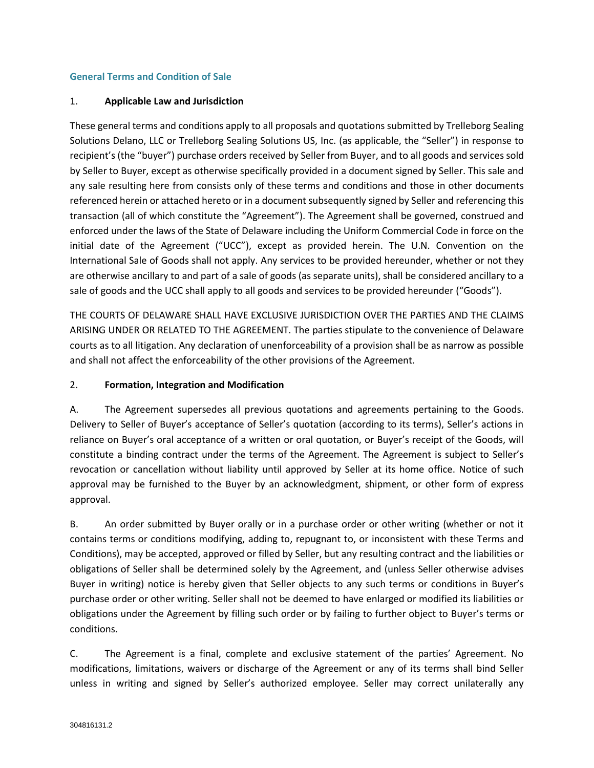## General Terms and Condition of Sale

### 1. Applicable Law and Jurisdiction

These general terms and conditions apply to all proposals and quotations submitted by Trelleborg Sealing Solutions Delano, LLC or Trelleborg Sealing Solutions US, Inc. (as applicable, the "Seller") in response to recipient's (the "buyer") purchase orders received by Seller from Buyer, and to all goods and services sold by Seller to Buyer, except as otherwise specifically provided in a document signed by Seller. This sale and any sale resulting here from consists only of these terms and conditions and those in other documents referenced herein or attached hereto or in a document subsequently signed by Seller and referencing this transaction (all of which constitute the "Agreement"). The Agreement shall be governed, construed and enforced under the laws of the State of Delaware including the Uniform Commercial Code in force on the initial date of the Agreement ("UCC"), except as provided herein. The U.N. Convention on the International Sale of Goods shall not apply. Any services to be provided hereunder, whether or not they are otherwise ancillary to and part of a sale of goods (as separate units), shall be considered ancillary to a sale of goods and the UCC shall apply to all goods and services to be provided hereunder ("Goods").

THE COURTS OF DELAWARE SHALL HAVE EXCLUSIVE JURISDICTION OVER THE PARTIES AND THE CLAIMS ARISING UNDER OR RELATED TO THE AGREEMENT. The parties stipulate to the convenience of Delaware courts as to all litigation. Any declaration of unenforceability of a provision shall be as narrow as possible and shall not affect the enforceability of the other provisions of the Agreement.

### 2. Formation, Integration and Modification

A. The Agreement supersedes all previous quotations and agreements pertaining to the Goods. Delivery to Seller of Buyer's acceptance of Seller's quotation (according to its terms), Seller's actions in reliance on Buyer's oral acceptance of a written or oral quotation, or Buyer's receipt of the Goods, will constitute a binding contract under the terms of the Agreement. The Agreement is subject to Seller's revocation or cancellation without liability until approved by Seller at its home office. Notice of such approval may be furnished to the Buyer by an acknowledgment, shipment, or other form of express approval.

B. An order submitted by Buyer orally or in a purchase order or other writing (whether or not it contains terms or conditions modifying, adding to, repugnant to, or inconsistent with these Terms and Conditions), may be accepted, approved or filled by Seller, but any resulting contract and the liabilities or obligations of Seller shall be determined solely by the Agreement, and (unless Seller otherwise advises Buyer in writing) notice is hereby given that Seller objects to any such terms or conditions in Buyer's purchase order or other writing. Seller shall not be deemed to have enlarged or modified its liabilities or obligations under the Agreement by filling such order or by failing to further object to Buyer's terms or conditions.

C. The Agreement is a final, complete and exclusive statement of the parties' Agreement. No modifications, limitations, waivers or discharge of the Agreement or any of its terms shall bind Seller unless in writing and signed by Seller's authorized employee. Seller may correct unilaterally any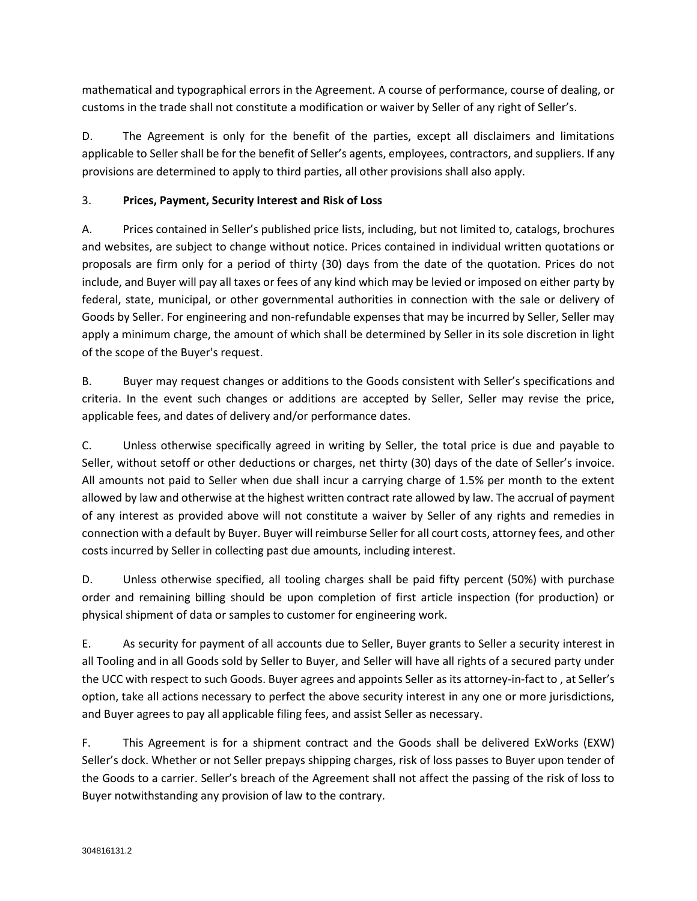mathematical and typographical errors in the Agreement. A course of performance, course of dealing, or customs in the trade shall not constitute a modification or waiver by Seller of any right of Seller's.

D. The Agreement is only for the benefit of the parties, except all disclaimers and limitations applicable to Seller shall be for the benefit of Seller's agents, employees, contractors, and suppliers. If any provisions are determined to apply to third parties, all other provisions shall also apply.

3. **Prices, Payment, Security Interest and Risk of Loss**

A. Prices contained in Seller's published price lists, including, but not limited to, catalogs, brochures and websites, are subject to change without notice. Prices contained in individual written quotations or proposals are firm only for a period of thirty (30) days from the date of the quotation. Prices do not include, and Buyer will pay all taxes or fees of any kind which may be levied or imposed on either party by federal, state, municipal, or other governmental authorities in connection with the sale or delivery of Goods by Seller. For engineering and non-refundable expenses that may be incurred by Seller, Seller may apply a minimum charge, the amount of which shall be determined by Seller in its sole discretion in light of the scope of the Buyer's request.

B. Buyer may request changes or additions to the Goods consistent with Seller's specifications and criteria. In the event such changes or additions are accepted by Seller, Seller may revise the price, applicable fees, and dates of delivery and/or performance dates.

C. Unless otherwise specifically agreed in writing by Seller, the total price is due and payable to Seller, without setoff or other deductions or charges, net thirty (30) days of the date of Seller's invoice. All amounts not paid to Seller when due shall incur a carrying charge of 1.5% per month to the extent allowed by law and otherwise at the highest written contract rate allowed by law. The accrual of payment of any interest as provided above will not constitute a waiver by Seller of any rights and remedies in connection with a default by Buyer. Buyer will reimburse Seller for all court costs, attorney fees, and other costs incurred by Seller in collecting past due amounts, including interest.

D. Unless otherwise specified, all tooling charges shall be paid fifty percent (50%) with purchase order and remaining billing should be upon completion of first article inspection (for production) or physical shipment of data or samples to customer for engineering work.

E. As security for payment of all accounts due to Seller, Buyer grants to Seller a security interest in all Tooling and in all Goods sold by Seller to Buyer, and Seller will have all rights of a secured party under the UCC with respect to such Goods. Buyer agrees and appoints Seller as its attorney-in-fact to , at Seller's option, take all actions necessary to perfect the above security interest in any one or more jurisdictions, and Buyer agrees to pay all applicable filing fees, and assist Seller as necessary.

F. This Agreement is for a shipment contract and the Goods shall be delivered ExWorks (EXW) Seller's dock. Whether or not Seller prepays shipping charges, risk of loss passes to Buyer upon tender of the Goods to a carrier. Seller's breach of the Agreement shall not affect the passing of the risk of loss to Buyer notwithstanding any provision of law to the contrary.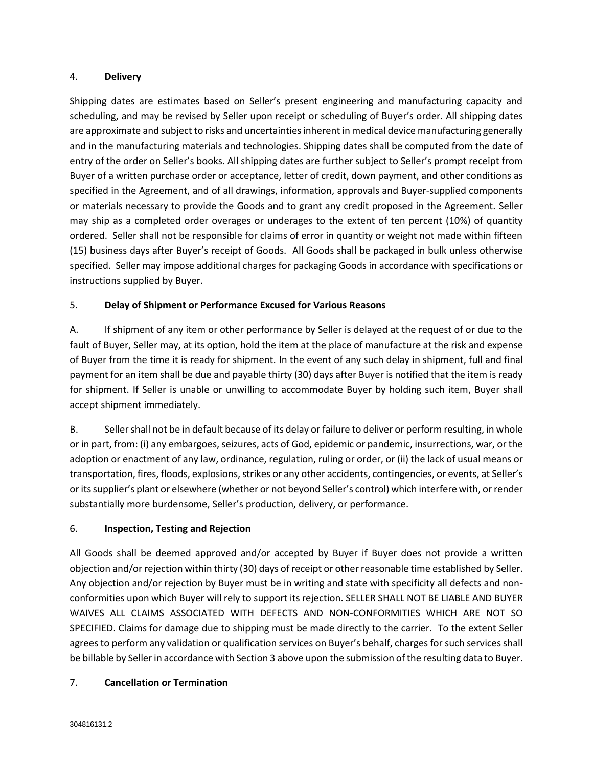## 4. **Delivery**

Shipping dates are estimates based on Seller's present engineering and manufacturing capacity and scheduling, and may be revised by Seller upon receipt or scheduling of Buyer's order. All shipping dates are approximate and subject to risks and uncertainties inherent in medical device manufacturing generally and in the manufacturing materials and technologies. Shipping dates shall be computed from the date of entry of the order on Seller's books. All shipping dates are further subject to Seller's prompt receipt from Buyer of a written purchase order or acceptance, letter of credit, down payment, and other conditions as specified in the Agreement, and of all drawings, information, approvals and Buyer-supplied components or materials necessary to provide the Goods and to grant any credit proposed in the Agreement. Seller may ship as a completed order overages or underages to the extent of ten percent (10%) of quantity ordered. Seller shall not be responsible for claims of error in quantity or weight not made within fifteen (15) business days after Buyer's receipt of Goods. All Goods shall be packaged in bulk unless otherwise specified. Seller may impose additional charges for packaging Goods in accordance with specifications or instructions supplied by Buyer.

## 5. **Delay of Shipment or Performance Excused for Various Reasons**

A. If shipment of any item or other performance by Seller is delayed at the request of or due to the fault of Buyer, Seller may, at its option, hold the item at the place of manufacture at the risk and expense of Buyer from the time it is ready for shipment. In the event of any such delay in shipment, full and final payment for an item shall be due and payable thirty (30) days after Buyer is notified that the item is ready for shipment. If Seller is unable or unwilling to accommodate Buyer by holding such item, Buyer shall accept shipment immediately.

B. Seller shall not be in default because of its delay or failure to deliver or perform resulting, in whole or in part, from: (i) any embargoes, seizures, acts of God, epidemic or pandemic, insurrections, war, or the adoption or enactment of any law, ordinance, regulation, ruling or order, or (ii) the lack of usual means or transportation, fires, floods, explosions, strikes or any other accidents, contingencies, or events, at Seller's or its supplier's plant or elsewhere (whether or not beyond Seller's control) which interfere with, or render substantially more burdensome, Seller's production, delivery, or performance.

## 6. **Inspection, Testing and Rejection**

All Goods shall be deemed approved and/or accepted by Buyer if Buyer does not provide a written objection and/or rejection within thirty (30) days of receipt or other reasonable time established by Seller. Any objection and/or rejection by Buyer must be in writing and state with specificity all defects and non-conformities upon which Buyer will rely to support its rejection. SELLER SHALL NOT BE LIABLE AND BUYER WAIVES ALL CLAIMS ASSOCIATED WITH DEFECTS AND NON-CONFORMITIES WHICH ARE NOT SO SPECIFIED. Claims for damage due to shipping must be made directly to the carrier. To the extent Seller agrees to perform any validation or qualification services on Buyer's behalf, charges for such services shall be billable by Seller in accordance with Section 3 above upon the submission of the resulting data to Buyer.

## 7. **Cancellation or Termination**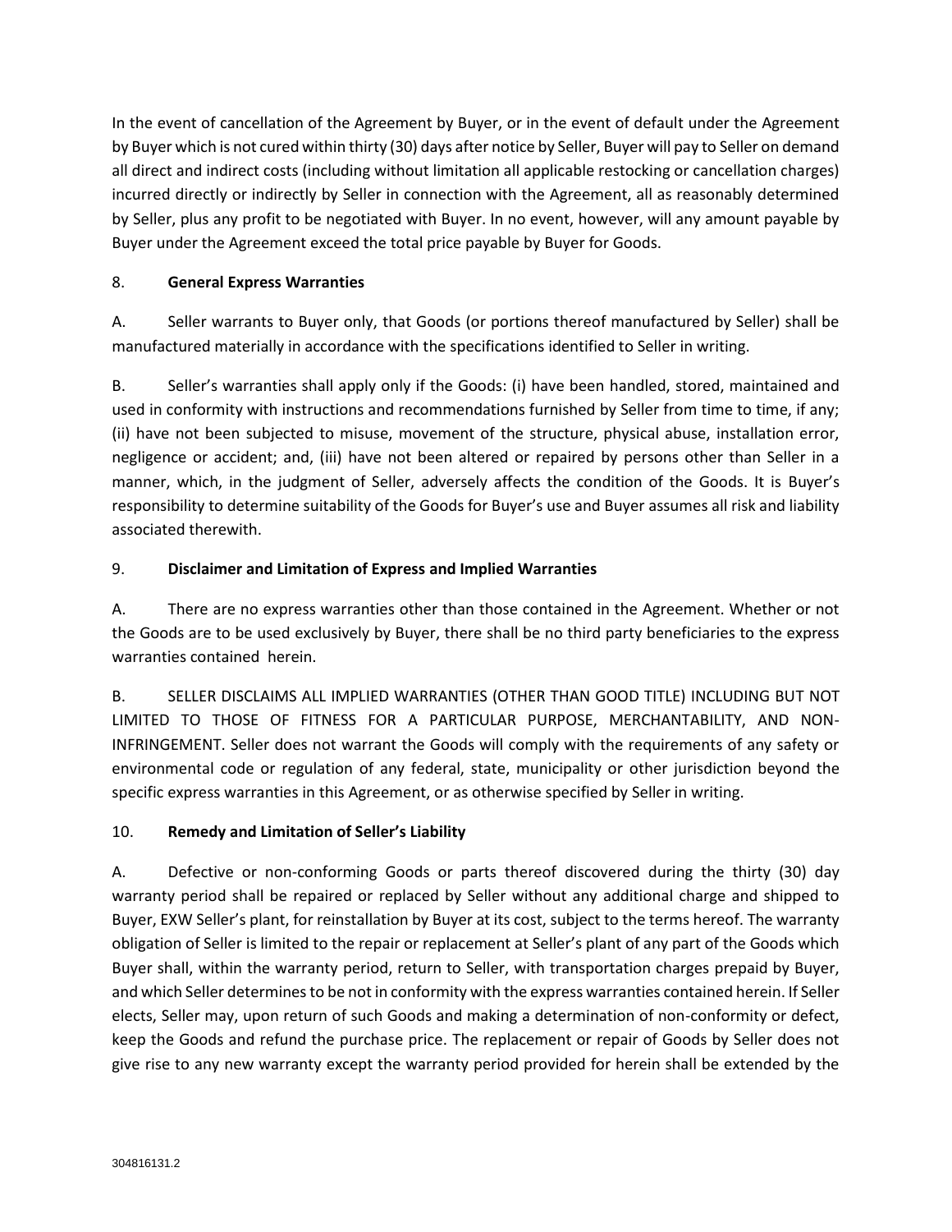In the event of cancellation of the Agreement by Buyer, or in the event of default under the Agreement by Buyer which is not cured within thirty (30) days after notice by Seller, Buyer will pay to Seller on demand all direct and indirect costs (including without limitation all applicable restocking or cancellation charges) incurred directly or indirectly by Seller in connection with the Agreement, all as reasonably determined by Seller, plus any profit to be negotiated with Buyer. In no event, however, will any amount payable by Buyer under the Agreement exceed the total price payable by Buyer for Goods.

8. **General Express Warranties**

A. Seller warrants to Buyer only, that Goods (or portions thereof manufactured by Seller) shall be manufactured materially in accordance with the specifications identified to Seller in writing.

B. Seller's warranties shall apply only if the Goods: (i) have been handled, stored, maintained and used in conformity with instructions and recommendations furnished by Seller from time to time, if any; (ii) have not been subjected to misuse, movement of the structure, physical abuse, installation error, negligence or accident; and, (iii) have not been altered or repaired by persons other than Seller in a manner, which, in the judgment of Seller, adversely affects the condition of the Goods. It is Buyer's responsibility to determine suitability of the Goods for Buyer's use and Buyer assumes all risk and liability associated therewith.

9. **Disclaimer and Limitation of Express and Implied Warranties**

A. There are no express warranties other than those contained in the Agreement. Whether or not the Goods are to be used exclusively by Buyer, there shall be no third party beneficiaries to the express warranties contained herein.

B. SELLER DISCLAIMS ALL IMPLIED WARRANTIES (OTHER THAN GOOD TITLE) INCLUDING BUT NOT LIMITED TO THOSE OF FITNESS FOR A PARTICULAR PURPOSE, MERCHANTABILITY, AND NON-INFRINGEMENT. Seller does not warrant the Goods will comply with the requirements of any safety or environmental code or regulation of any federal, state, municipality or other jurisdiction beyond the specific express warranties in this Agreement, or as otherwise specified by Seller in writing.

10. **Remedy and Limitation of Seller's Liability**

A. Defective or non-conforming Goods or parts thereof discovered during the thirty (30) day warranty period shall be repaired or replaced by Seller without any additional charge and shipped to Buyer, EXW Seller's plant, for reinstallation by Buyer at its cost, subject to the terms hereof. The warranty obligation of Seller is limited to the repair or replacement at Seller's plant of any part of the Goods which Buyer shall, within the warranty period, return to Seller, with transportation charges prepaid by Buyer, and which Seller determines to be not in conformity with the express warranties contained herein. If Seller elects, Seller may, upon return of such Goods and making a determination of non-conformity or defect, keep the Goods and refund the purchase price. The replacement or repair of Goods by Seller does not give rise to any new warranty except the warranty period provided for herein shall be extended by the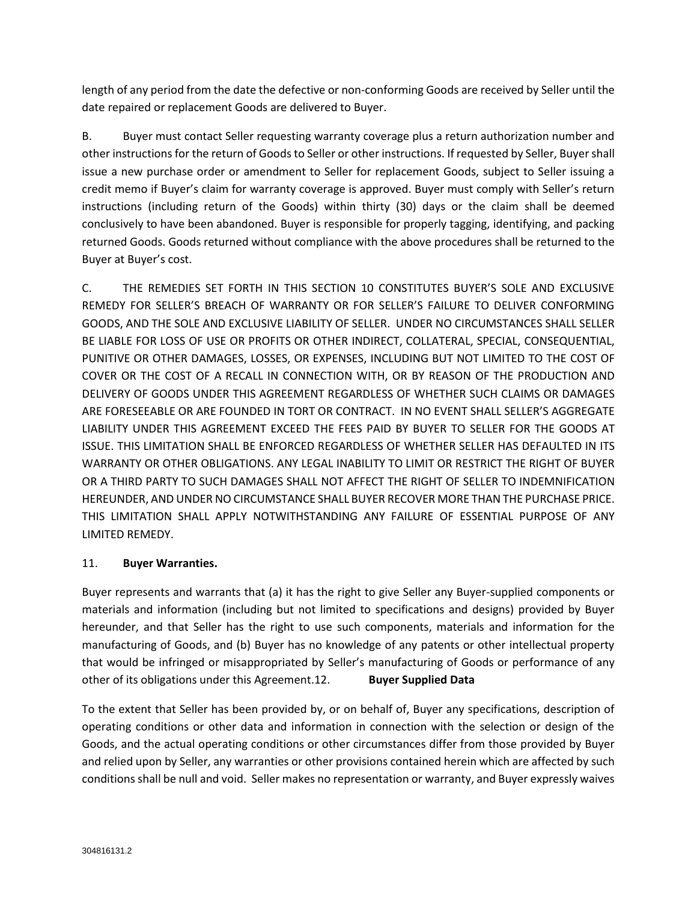length of any period from the date the defective or non-conforming Goods are received by Seller until the date repaired or replacement Goods are delivered to Buyer.

B. Buyer must contact Seller requesting warranty coverage plus a return authorization number and other instructions for the return of Goods to Seller or other instructions. If requested by Seller, Buyer shall issue a new purchase order or amendment to Seller for replacement Goods, subject to Seller issuing a credit memo if Buyer's claim for warranty coverage is approved. Buyer must comply with Seller's return instructions (including return of the Goods) within thirty (30) days or the claim shall be deemed conclusively to have been abandoned. Buyer is responsible for properly tagging, identifying, and packing returned Goods. Goods returned without compliance with the above procedures shall be returned to the Buyer at Buyer's cost.

C. THE REMEDIES SET FORTH IN THIS SECTION 10 CONSTITUTES BUYER'S SOLE AND EXCLUSIVE REMEDY FOR SELLER'S BREACH OF WARRANTY OR FOR SELLER'S FAILURE TO DELIVER CONFORMING GOODS, AND THE SOLE AND EXCLUSIVE LIABILITY OF SELLER. UNDER NO CIRCUMSTANCES SHALL SELLER BE LIABLE FOR LOSS OF USE OR PROFITS OR OTHER INDIRECT, COLLATERAL, SPECIAL, CONSEQUENTIAL, PUNITIVE OR OTHER DAMAGES, LOSSES, OR EXPENSES, INCLUDING BUT NOT LIMITED TO THE COST OF COVER OR THE COST OF A RECALL IN CONNECTION WITH, OR BY REASON OF THE PRODUCTION AND DELIVERY OF GOODS UNDER THIS AGREEMENT REGARDLESS OF WHETHER SUCH CLAIMS OR DAMAGES ARE FORESEEABLE OR ARE FOUNDED IN TORT OR CONTRACT. IN NO EVENT SHALL SELLER'S AGGREGATE LIABILITY UNDER THIS AGREEMENT EXCEED THE FEES PAID BY BUYER TO SELLER FOR THE GOODS AT ISSUE. THIS LIMITATION SHALL BE ENFORCED REGARDLESS OF WHETHER SELLER HAS DEFAULTED IN ITS WARRANTY OR OTHER OBLIGATIONS. ANY LEGAL INABILITY TO LIMIT OR RESTRICT THE RIGHT OF BUYER OR A THIRD PARTY TO SUCH DAMAGES SHALL NOT AFFECT THE RIGHT OF SELLER TO INDEMNIFICATION HEREUNDER, AND UNDER NO CIRCUMSTANCE SHALL BUYER RECOVER MORE THAN THE PURCHASE PRICE. THIS LIMITATION SHALL APPLY NOTWITHSTANDING ANY FAILURE OF ESSENTIAL PURPOSE OF ANY LIMITED REMEDY.

11. **Buyer Warranties.**

Buyer represents and warrants that (a) it has the right to give Seller any Buyer-supplied components or materials and information (including but not limited to specifications and designs) provided by Buyer hereunder, and that Seller has the right to use such components, materials and information for the manufacturing of Goods, and (b) Buyer has no knowledge of any patents or other intellectual property that would be infringed or misappropriated by Seller's manufacturing of Goods or performance of any other of its obligations under this Agreement.12. **Buyer Supplied Data**

To the extent that Seller has been provided by, or on behalf of, Buyer any specifications, description of operating conditions or other data and information in connection with the selection or design of the Goods, and the actual operating conditions or other circumstances differ from those provided by Buyer and relied upon by Seller, any warranties or other provisions contained herein which are affected by such conditions shall be null and void. Seller makes no representation or warranty, and Buyer expressly waives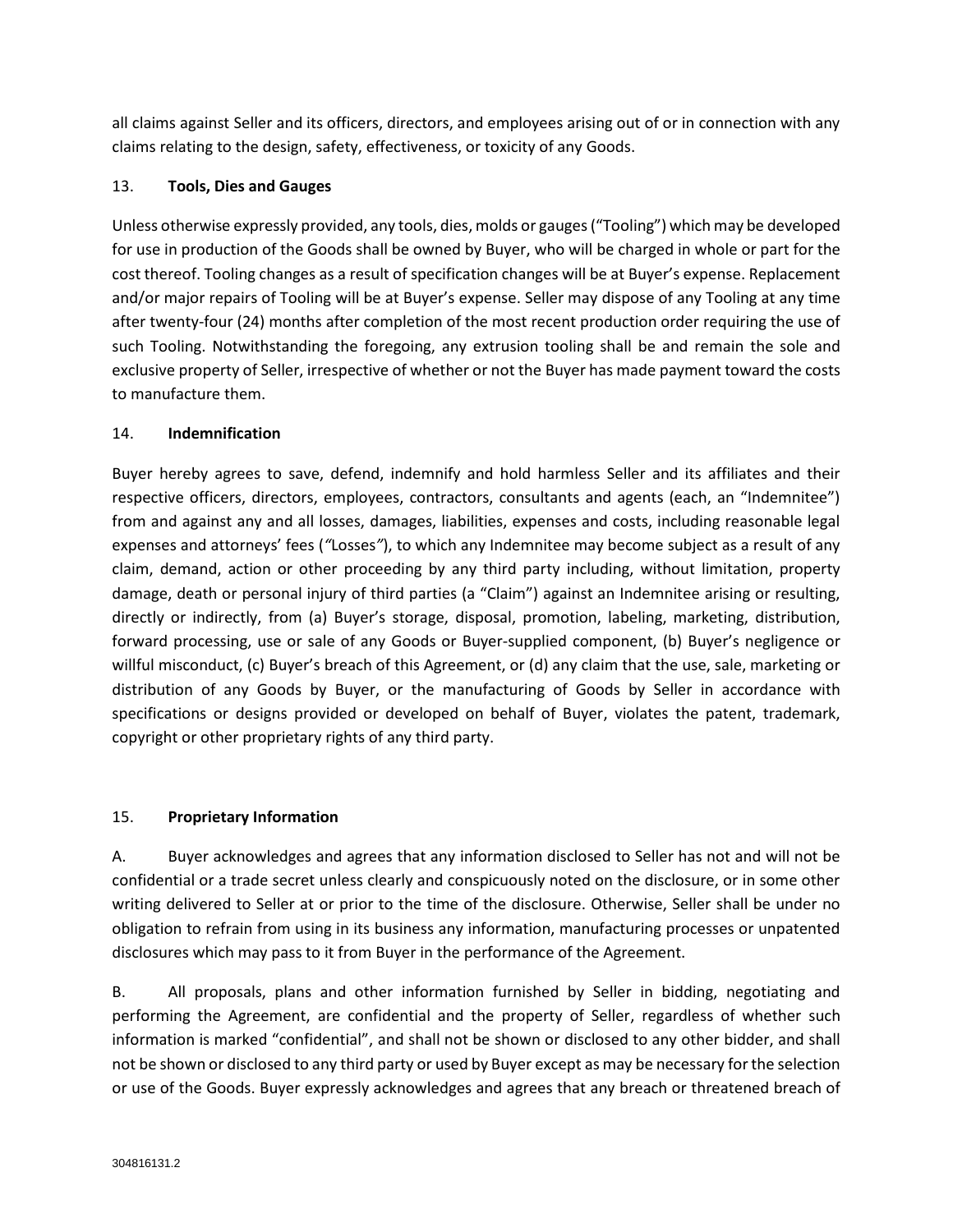all claims against Seller and its officers, directors, and employees arising out of or in connection with any claims relating to the design, safety, effectiveness, or toxicity of any Goods.

13. **Tools, Dies and Gauges**

Unless otherwise expressly provided, any tools, dies, molds or gauges ("Tooling") which may be developed for use in production of the Goods shall be owned by Buyer, who will be charged in whole or part for the cost thereof. Tooling changes as a result of specification changes will be at Buyer's expense. Replacement and/or major repairs of Tooling will be at Buyer's expense. Seller may dispose of any Tooling at any time after twenty-four (24) months after completion of the most recent production order requiring the use of such Tooling. Notwithstanding the foregoing, any extrusion tooling shall be and remain the sole and exclusive property of Seller, irrespective of whether or not the Buyer has made payment toward the costs to manufacture them.

14. **Indemnification**

Buyer hereby agrees to save, defend, indemnify and hold harmless Seller and its affiliates and their respective officers, directors, employees, contractors, consultants and agents (each, an "Indemnitee") from and against any and all losses, damages, liabilities, expenses and costs, including reasonable legal expenses and attorneys' fees ("Losses"), to which any Indemnitee may become subject as a result of any claim, demand, action or other proceeding by any third party including, without limitation, property damage, death or personal injury of third parties (a "Claim") against an Indemnitee arising or resulting, directly or indirectly, from (a) Buyer's storage, disposal, promotion, labeling, marketing, distribution, forward processing, use or sale of any Goods or Buyer-supplied component, (b) Buyer's negligence or willful misconduct, (c) Buyer's breach of this Agreement, or (d) any claim that the use, sale, marketing or distribution of any Goods by Buyer, or the manufacturing of Goods by Seller in accordance with specifications or designs provided or developed on behalf of Buyer, violates the patent, trademark, copyright or other proprietary rights of any third party.

15. **Proprietary Information**

A. Buyer acknowledges and agrees that any information disclosed to Seller has not and will not be confidential or a trade secret unless clearly and conspicuously noted on the disclosure, or in some other writing delivered to Seller at or prior to the time of the disclosure. Otherwise, Seller shall be under no obligation to refrain from using in its business any information, manufacturing processes or unpatented disclosures which may pass to it from Buyer in the performance of the Agreement.

B. All proposals, plans and other information furnished by Seller in bidding, negotiating and performing the Agreement, are confidential and the property of Seller, regardless of whether such information is marked "confidential", and shall not be shown or disclosed to any other bidder, and shall not be shown or disclosed to any third party or used by Buyer except as may be necessary for the selection or use of the Goods. Buyer expressly acknowledges and agrees that any breach or threatened breach of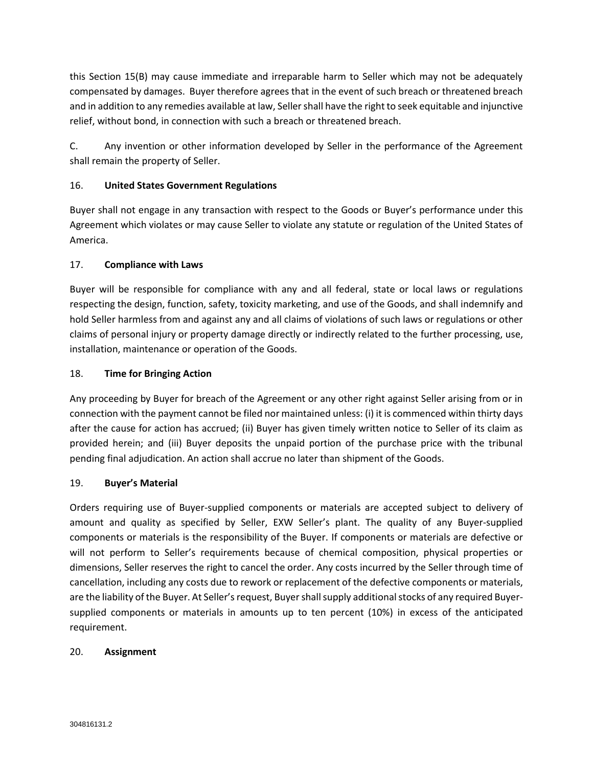this Section 15(B) may cause immediate and irreparable harm to Seller which may not be adequately compensated by damages. Buyer therefore agrees that in the event of such breach or threatened breach and in addition to any remedies available at law, Seller shall have the right to seek equitable and injunctive relief, without bond, in connection with such a breach or threatened breach.

C. Any invention or other information developed by Seller in the performance of the Agreement shall remain the property of Seller.

16. **United States Government Regulations**

Buyer shall not engage in any transaction with respect to the Goods or Buyer's performance under this Agreement which violates or may cause Seller to violate any statute or regulation of the United States of America.

17. **Compliance with Laws**

Buyer will be responsible for compliance with any and all federal, state or local laws or regulations respecting the design, function, safety, toxicity marketing, and use of the Goods, and shall indemnify and hold Seller harmless from and against any and all claims of violations of such laws or regulations or other claims of personal injury or property damage directly or indirectly related to the further processing, use, installation, maintenance or operation of the Goods.

18. **Time for Bringing Action**

Any proceeding by Buyer for breach of the Agreement or any other right against Seller arising from or in connection with the payment cannot be filed nor maintained unless: (i) it is commenced within thirty days after the cause for action has accrued; (ii) Buyer has given timely written notice to Seller of its claim as provided herein; and (iii) Buyer deposits the unpaid portion of the purchase price with the tribunal pending final adjudication. An action shall accrue no later than shipment of the Goods.

19. **Buyer's Material**

Orders requiring use of Buyer-supplied components or materials are accepted subject to delivery of amount and quality as specified by Seller, EXW Seller's plant. The quality of any Buyer-supplied components or materials is the responsibility of the Buyer. If components or materials are defective or will not perform to Seller's requirements because of chemical composition, physical properties or dimensions, Seller reserves the right to cancel the order. Any costs incurred by the Seller through time of cancellation, including any costs due to rework or replacement of the defective components or materials, are the liability of the Buyer. At Seller's request, Buyer shall supply additional stocks of any required Buyer-supplied components or materials in amounts up to ten percent (10%) in excess of the anticipated requirement.

20. **Assignment**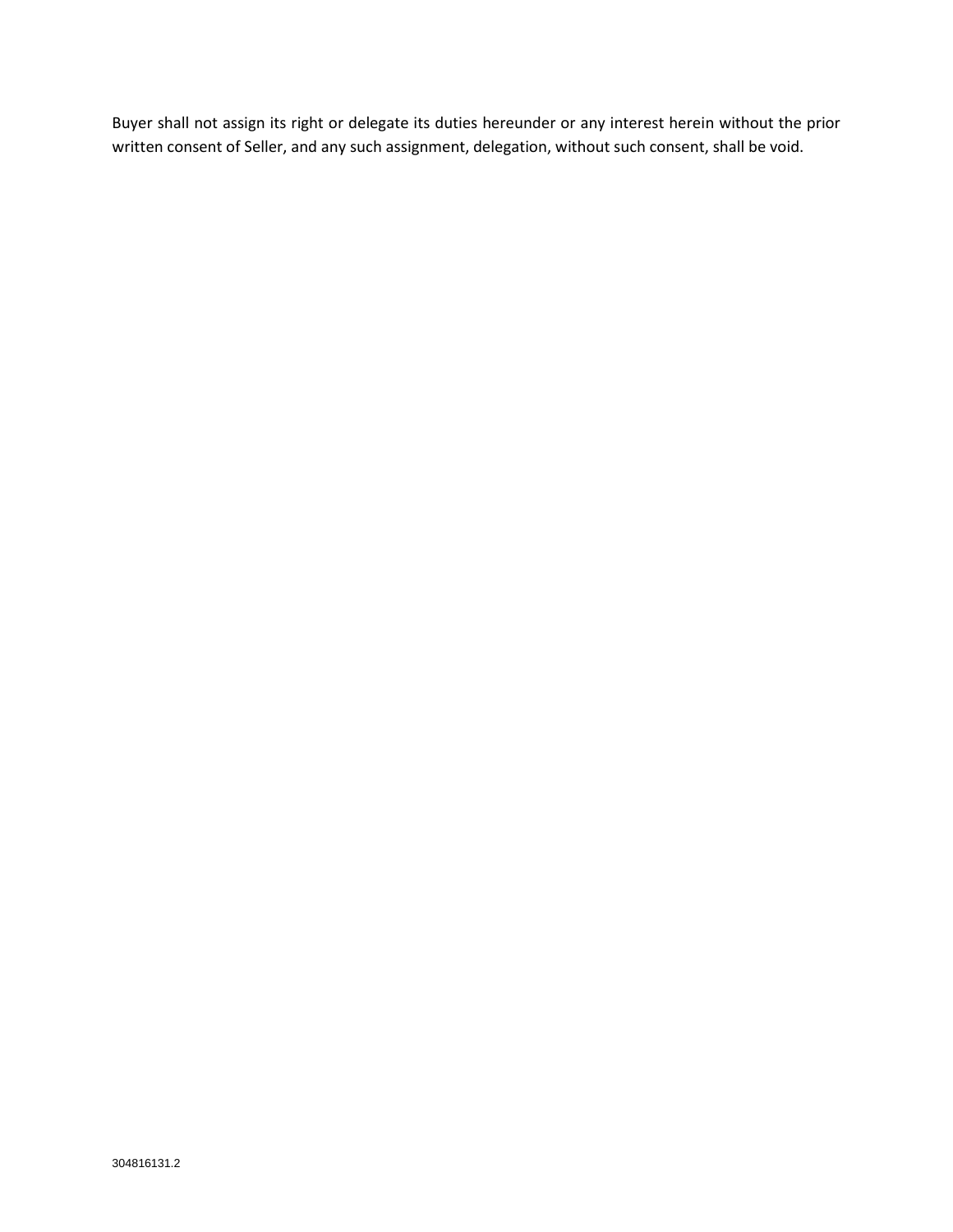Buyer shall not assign its right or delegate its duties hereunder or any interest herein without the prior written consent of Seller, and any such assignment, delegation, without such consent, shall be void.